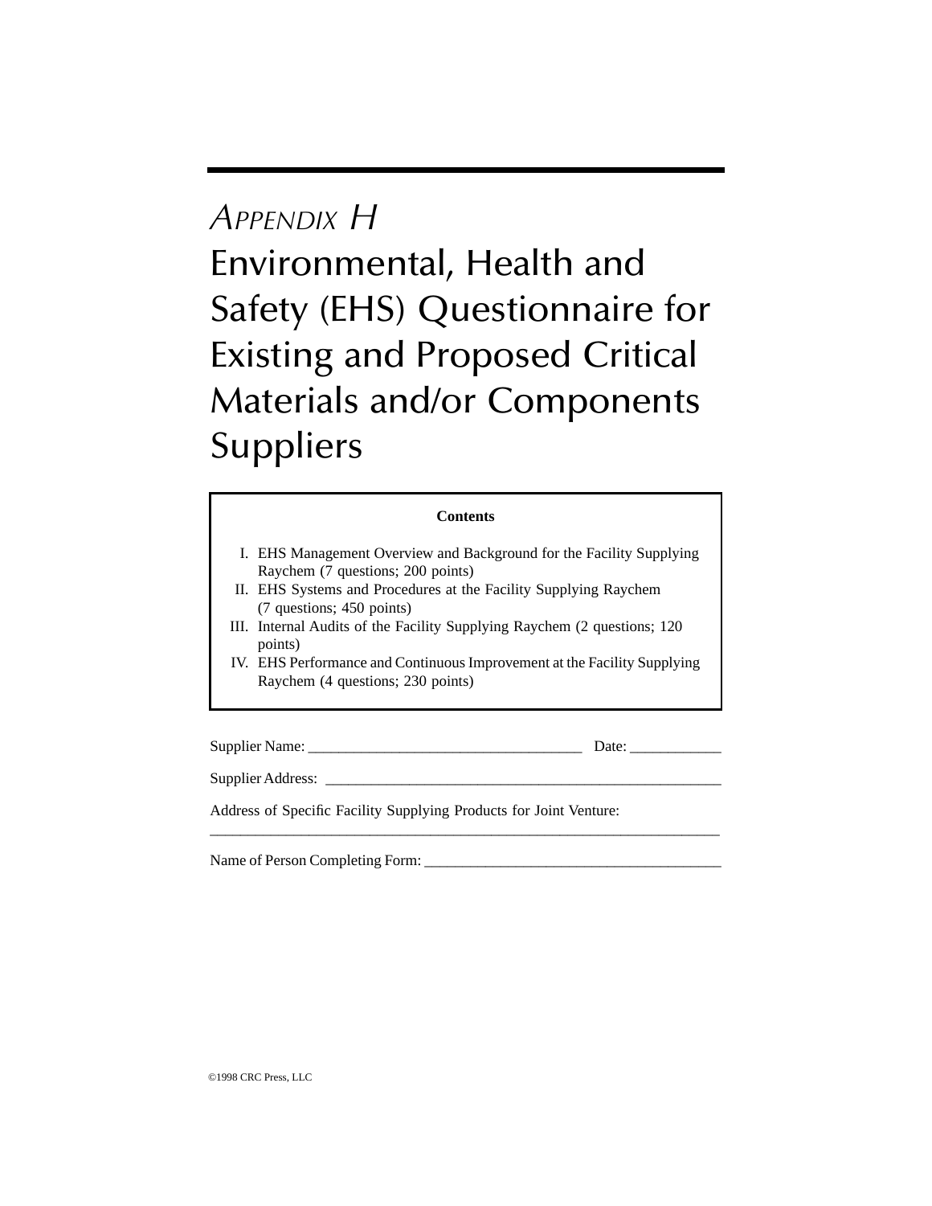# *Appendix H*

# Environmental, Health and Safety (EHS) Questionnaire for Existing and Proposed Critical Materials and/or Components Suppliers

**Contents**

I. EHS Management Overview and Background for the Facility Supplying Raychem (7 questions; 200 points)
II. EHS Systems and Procedures at the Facility Supplying Raychem (7 questions; 450 points)
III. Internal Audits of the Facility Supplying Raychem (2 questions; 120 points)
IV. EHS Performance and Continuous Improvement at the Facility Supplying Raychem (4 questions; 230 points)

Supplier Name: ___________________________________ Date: ____________

Supplier Address: ___________________________________________________

Address of Specific Facility Supplying Products for Joint Venture:
_________________________________________________________________

Name of Person Completing Form: ______________________________________

©1998 CRC Press, LLC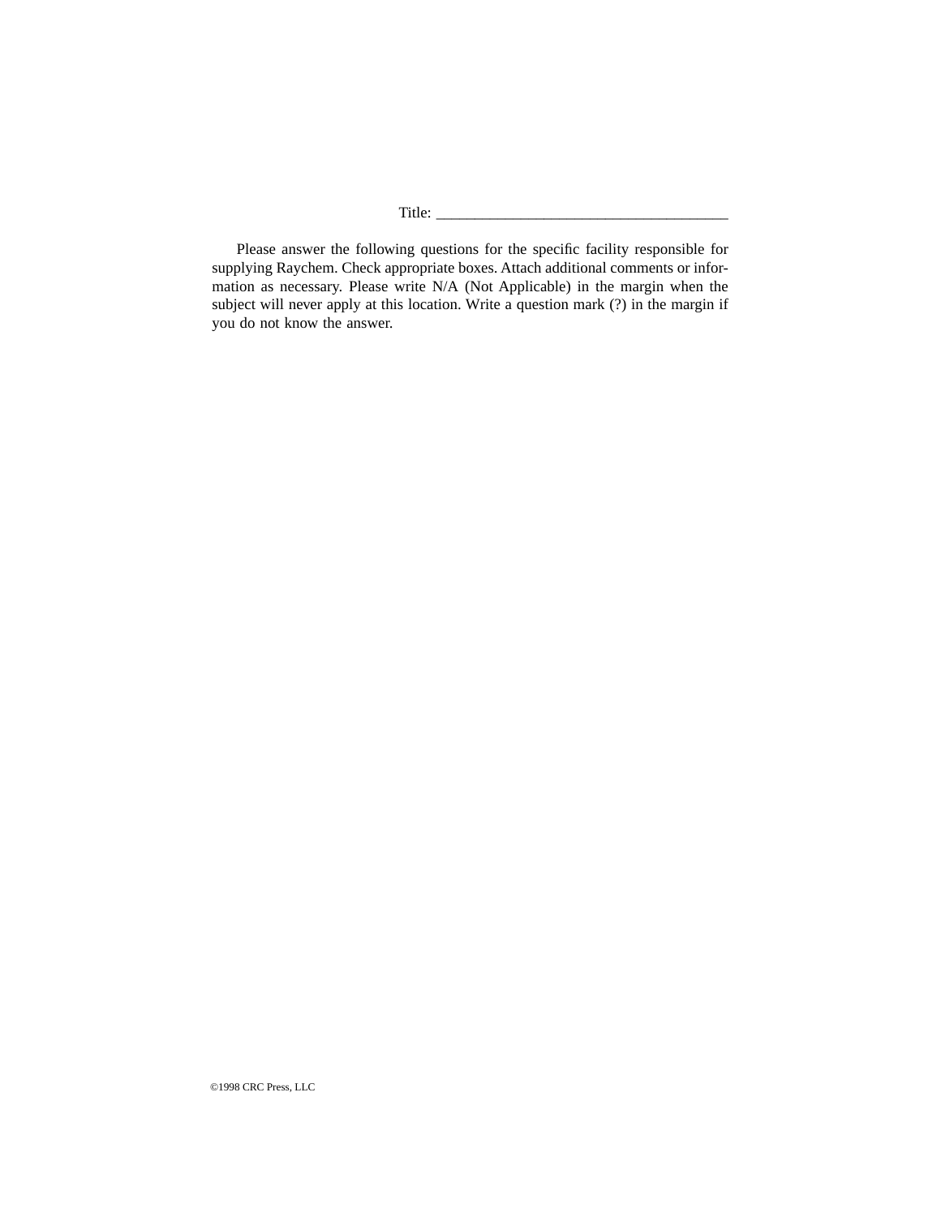Title: ______________________________________

Please answer the following questions for the specific facility responsible for supplying Raychem. Check appropriate boxes. Attach additional comments or information as necessary. Please write N/A (Not Applicable) in the margin when the subject will never apply at this location. Write a question mark (?) in the margin if you do not know the answer.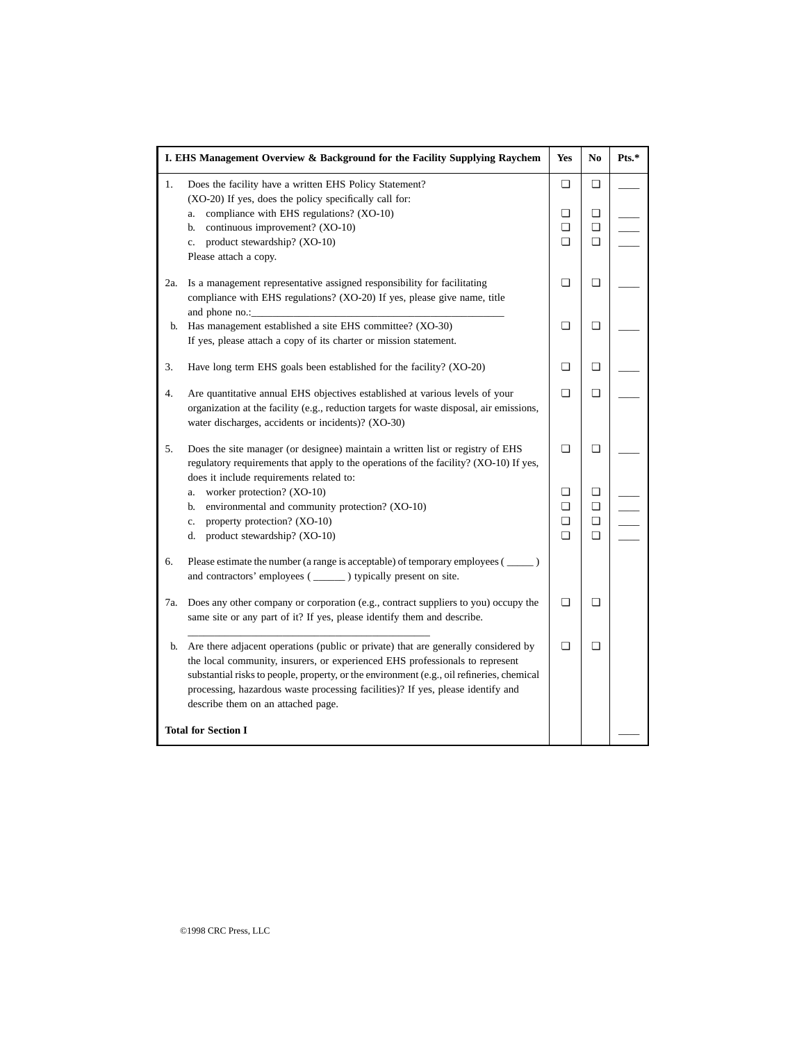| I. EHS Management Overview & Background for the Facility Supplying Raychem | Yes | No | Pts.* |
|---|---|---|---|
| 1. Does the facility have a written EHS Policy Statement? (XO-20) If yes, does the policy specifically call for: | ❑ | ❑ | ____ |
| a. compliance with EHS regulations? (XO-10) | ❑ | ❑ | ____ |
| b. continuous improvement? (XO-10) | ❑ | ❑ | ____ |
| c. product stewardship? (XO-10) Please attach a copy. | ❑ | ❑ | ____ |
| 2a. Is a management representative assigned responsibility for facilitating compliance with EHS regulations? (XO-20) If yes, please give name, title and phone no.:______________________________________________ | ❑ | ❑ | ____ |
| b. Has management established a site EHS committee? (XO-30) If yes, please attach a copy of its charter or mission statement. | ❑ | ❑ | ____ |
| 3. Have long term EHS goals been established for the facility? (XO-20) | ❑ | ❑ | ____ |
| 4. Are quantitative annual EHS objectives established at various levels of your organization at the facility (e.g., reduction targets for waste disposal, air emissions, water discharges, accidents or incidents)? (XO-30) | ❑ | ❑ | ____ |
| 5. Does the site manager (or designee) maintain a written list or registry of EHS regulatory requirements that apply to the operations of the facility? (XO-10) If yes, does it include requirements related to: | ❑ | ❑ | ____ |
| a. worker protection? (XO-10) | ❑ | ❑ | ____ |
| b. environmental and community protection? (XO-10) | ❑ | ❑ | ____ |
| c. property protection? (XO-10) | ❑ | ❑ | ____ |
| d. product stewardship? (XO-10) | ❑ | ❑ | ____ |
| 6. Please estimate the number (a range is acceptable) of temporary employees ( _____ ) and contractors' employees ( ______ ) typically present on site. | | | |
| 7a. Does any other company or corporation (e.g., contract suppliers to you) occupy the same site or any part of it? If yes, please identify them and describe. ______________________________________________ | ❑ | ❑ | |
| b. Are there adjacent operations (public or private) that are generally considered by the local community, insurers, or experienced EHS professionals to represent substantial risks to people, property, or the environment (e.g., oil refineries, chemical processing, hazardous waste processing facilities)? If yes, please identify and describe them on an attached page. | ❑ | ❑ | |
| **Total for Section I** | | | ____ |

©1998 CRC Press, LLC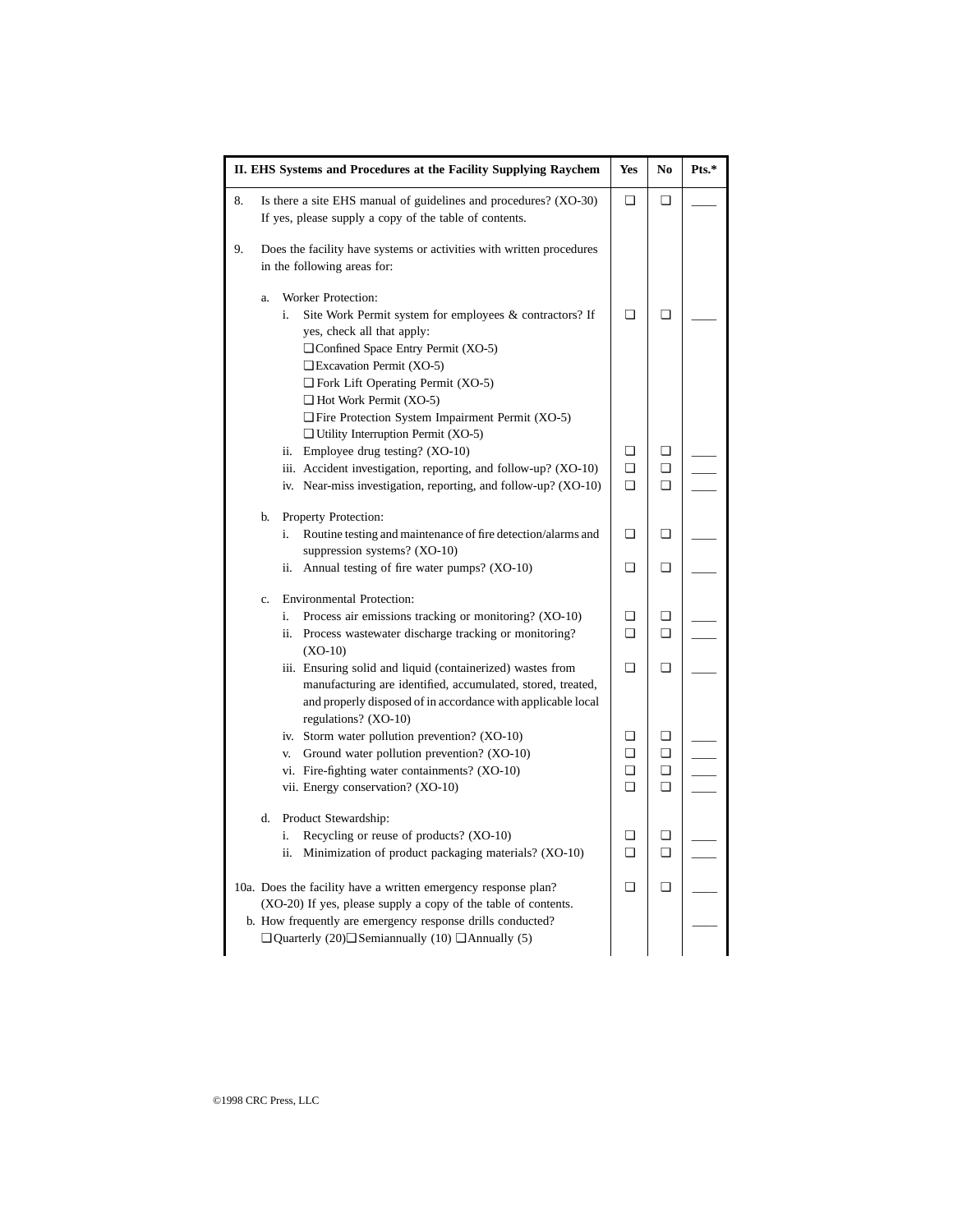| II. EHS Systems and Procedures at the Facility Supplying Raychem | Yes | No | Pts.* |
|---|---|---|---|
| 8. Is there a site EHS manual of guidelines and procedures? (XO-30) If yes, please supply a copy of the table of contents. | ❑ | ❑ | ____ |
| 9. Does the facility have systems or activities with written procedures in the following areas for: | | | |
| a. Worker Protection: | | | |
| i. Site Work Permit system for employees & contractors? If yes, check all that apply: ❑ Confined Space Entry Permit (XO-5) ❑ Excavation Permit (XO-5) ❑ Fork Lift Operating Permit (XO-5) ❑ Hot Work Permit (XO-5) ❑ Fire Protection System Impairment Permit (XO-5) ❑ Utility Interruption Permit (XO-5) | ❑ | ❑ | ____ |
| ii. Employee drug testing? (XO-10) | ❑ | ❑ | ____ |
| iii. Accident investigation, reporting, and follow-up? (XO-10) | ❑ | ❑ | ____ |
| iv. Near-miss investigation, reporting, and follow-up? (XO-10) | ❑ | ❑ | ____ |
| b. Property Protection: | | | |
| i. Routine testing and maintenance of fire detection/alarms and suppression systems? (XO-10) | ❑ | ❑ | ____ |
| ii. Annual testing of fire water pumps? (XO-10) | ❑ | ❑ | ____ |
| c. Environmental Protection: | | | |
| i. Process air emissions tracking or monitoring? (XO-10) | ❑ | ❑ | ____ |
| ii. Process wastewater discharge tracking or monitoring? (XO-10) | ❑ | ❑ | ____ |
| iii. Ensuring solid and liquid (containerized) wastes from manufacturing are identified, accumulated, stored, treated, and properly disposed of in accordance with applicable local regulations? (XO-10) | ❑ | ❑ | ____ |
| iv. Storm water pollution prevention? (XO-10) | ❑ | ❑ | ____ |
| v. Ground water pollution prevention? (XO-10) | ❑ | ❑ | ____ |
| vi. Fire-fighting water containments? (XO-10) | ❑ | ❑ | ____ |
| vii. Energy conservation? (XO-10) | ❑ | ❑ | ____ |
| d. Product Stewardship: | | | |
| i. Recycling or reuse of products? (XO-10) | ❑ | ❑ | ____ |
| ii. Minimization of product packaging materials? (XO-10) | ❑ | ❑ | ____ |
| 10a. Does the facility have a written emergency response plan? (XO-20) If yes, please supply a copy of the table of contents. | ❑ | ❑ | ____ |
| b. How frequently are emergency response drills conducted? ❑ Quarterly (20) ❑ Semiannually (10) ❑ Annually (5) | | | ____ |

©1998 CRC Press, LLC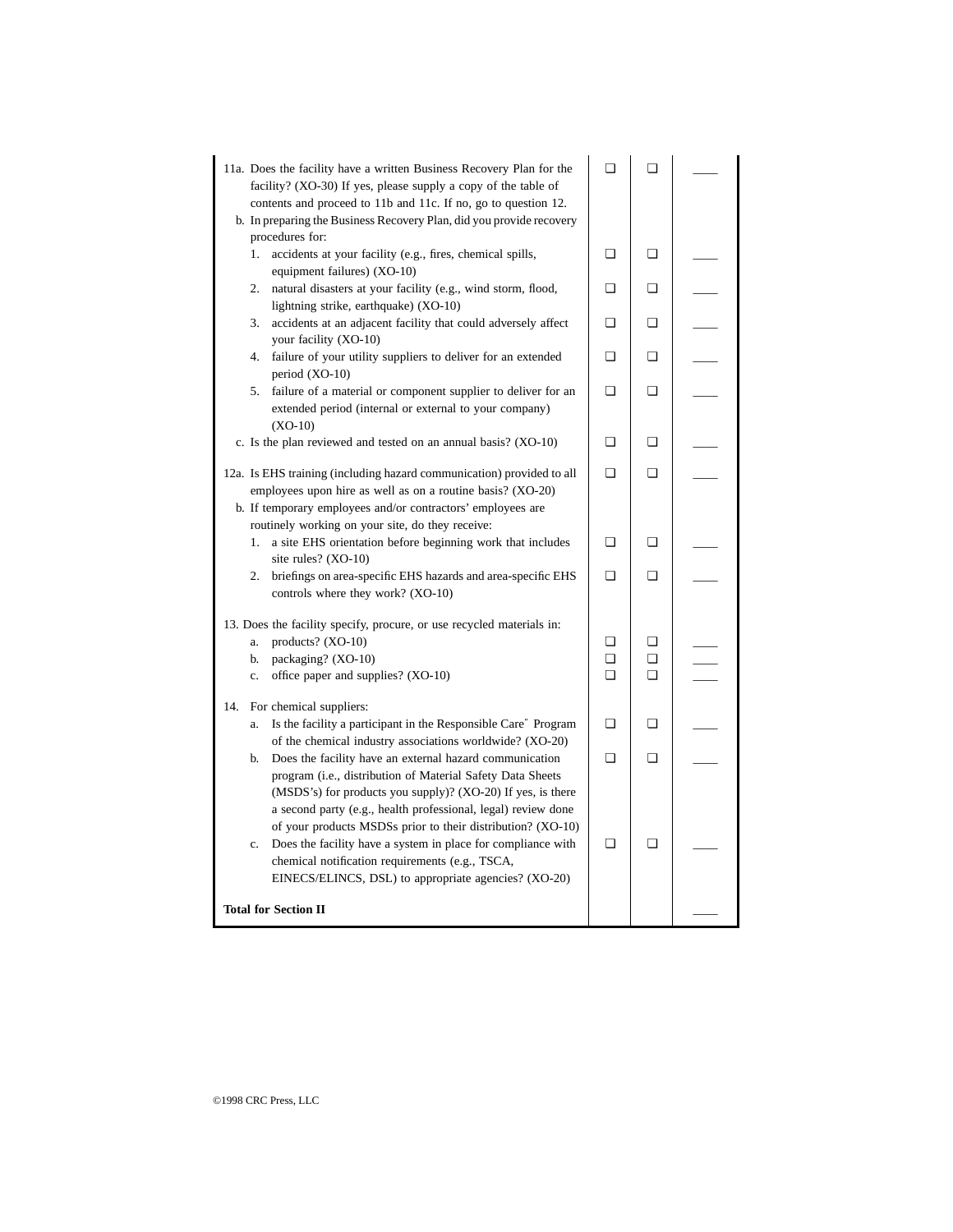| | | | |
|---|---|---|---|
| 11a. Does the facility have a written Business Recovery Plan for the facility? (XO-30) If yes, please supply a copy of the table of contents and proceed to 11b and 11c. If no, go to question 12. | ❑ | ❑ | ____ |
| b. In preparing the Business Recovery Plan, did you provide recovery procedures for: | | | |
| 1. accidents at your facility (e.g., fires, chemical spills, equipment failures) (XO-10) | ❑ | ❑ | ____ |
| 2. natural disasters at your facility (e.g., wind storm, flood, lightning strike, earthquake) (XO-10) | ❑ | ❑ | ____ |
| 3. accidents at an adjacent facility that could adversely affect your facility (XO-10) | ❑ | ❑ | ____ |
| 4. failure of your utility suppliers to deliver for an extended period (XO-10) | ❑ | ❑ | ____ |
| 5. failure of a material or component supplier to deliver for an extended period (internal or external to your company) (XO-10) | ❑ | ❑ | ____ |
| c. Is the plan reviewed and tested on an annual basis? (XO-10) | ❑ | ❑ | ____ |
| 12a. Is EHS training (including hazard communication) provided to all employees upon hire as well as on a routine basis? (XO-20) | ❑ | ❑ | ____ |
| b. If temporary employees and/or contractors' employees are routinely working on your site, do they receive: | | | |
| 1. a site EHS orientation before beginning work that includes site rules? (XO-10) | ❑ | ❑ | ____ |
| 2. briefings on area-specific EHS hazards and area-specific EHS controls where they work? (XO-10) | ❑ | ❑ | ____ |
| 13. Does the facility specify, procure, or use recycled materials in: | | | |
| a. products? (XO-10) | ❑ | ❑ | ____ |
| b. packaging? (XO-10) | ❑ | ❑ | ____ |
| c. office paper and supplies? (XO-10) | ❑ | ❑ | ____ |
| 14. For chemical suppliers: | | | |
| a. Is the facility a participant in the Responsible Care® Program of the chemical industry associations worldwide? (XO-20) | ❑ | ❑ | ____ |
| b. Does the facility have an external hazard communication program (i.e., distribution of Material Safety Data Sheets (MSDS's) for products you supply)? (XO-20) If yes, is there a second party (e.g., health professional, legal) review done of your products MSDSs prior to their distribution? (XO-10) | ❑ | ❑ | ____ |
| c. Does the facility have a system in place for compliance with chemical notification requirements (e.g., TSCA, EINECS/ELINCS, DSL) to appropriate agencies? (XO-20) | ❑ | ❑ | ____ |
| **Total for Section II** | | | ____ |

©1998 CRC Press, LLC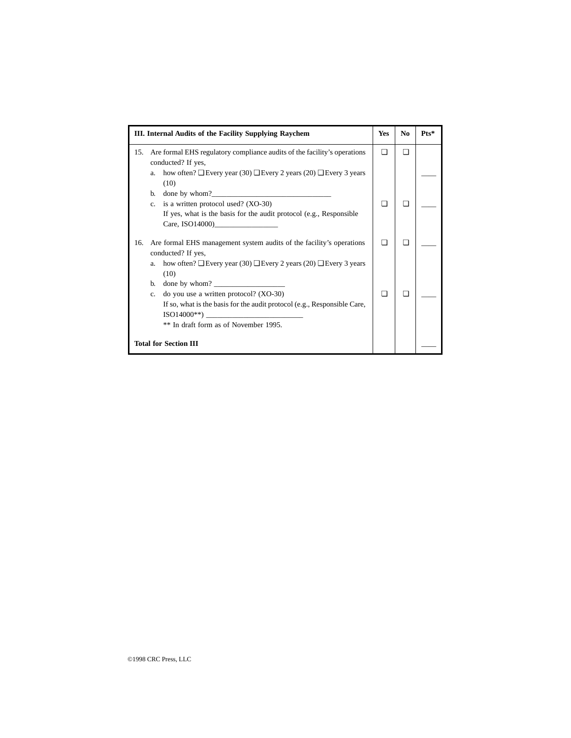| III. Internal Audits of the Facility Supplying Raychem | Yes | No | Pts* |
|---|---|---|---|
| 15. Are formal EHS regulatory compliance audits of the facility's operations conducted? If yes, | ❑ | ❑ | |
| a. how often? ❑ Every year (30) ❑ Every 2 years (20) ❑ Every 3 years (10) | | | ____ |
| b. done by whom?________________________________ | | | |
| c. is a written protocol used? (XO-30) If yes, what is the basis for the audit protocol (e.g., Responsible Care, ISO14000)_________________ | ❑ | ❑ | ____ |
| 16. Are formal EHS management system audits of the facility's operations conducted? If yes, | ❑ | ❑ | ____ |
| a. how often? ❑ Every year (30) ❑ Every 2 years (20) ❑ Every 3 years (10) | | | |
| b. done by whom? ___________________ | | | |
| c. do you use a written protocol? (XO-30) If so, what is the basis for the audit protocol (e.g., Responsible Care, ISO14000**) __________________________ ** In draft form as of November 1995. | ❑ | ❑ | ____ |
| **Total for Section III** | | | ____ |

©1998 CRC Press, LLC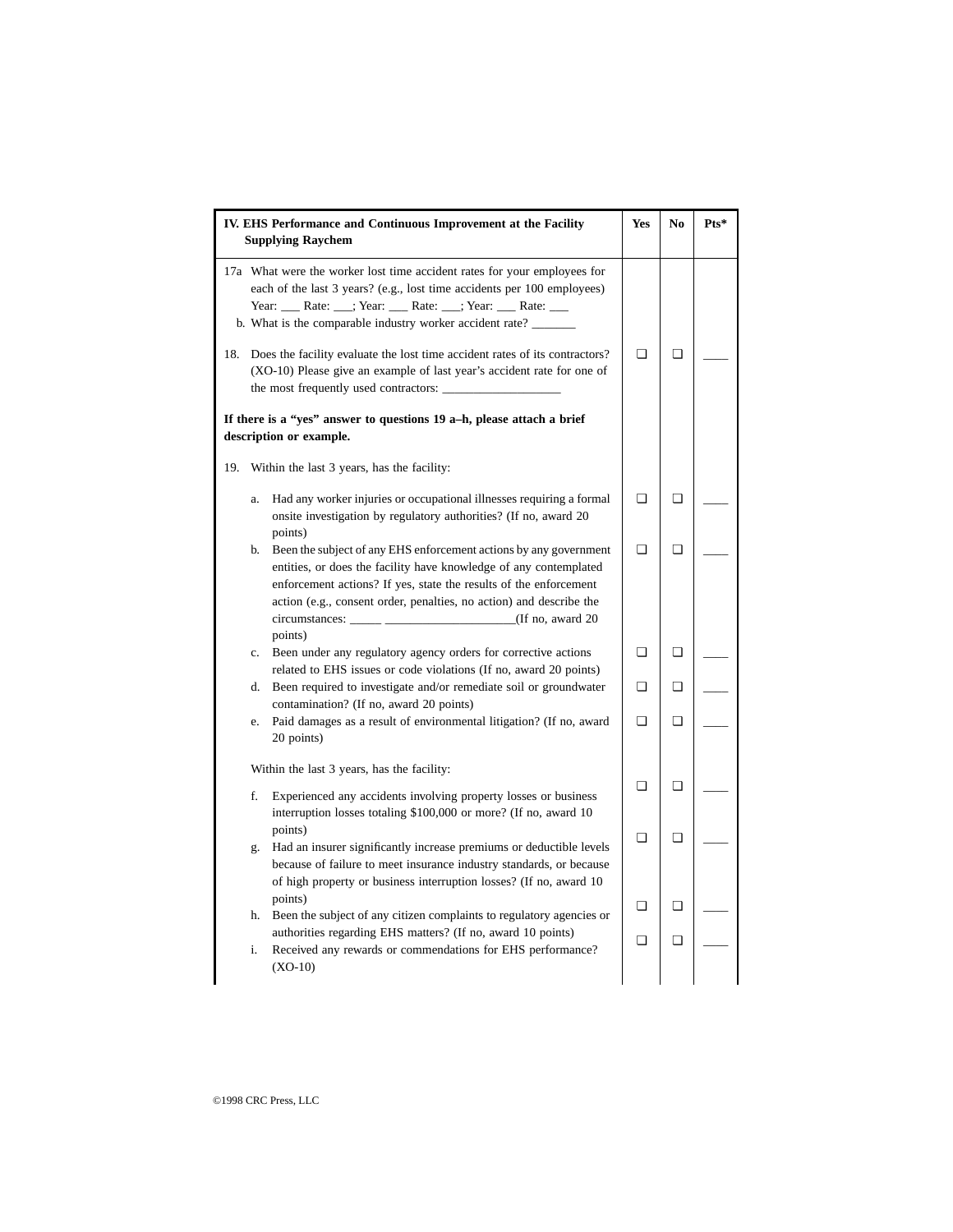| IV. EHS Performance and Continuous Improvement at the Facility Supplying Raychem | Yes | No | Pts* |
|---|---|---|---|
| 17a What were the worker lost time accident rates for your employees for each of the last 3 years? (e.g., lost time accidents per 100 employees) Year: ___ Rate: ___; Year: ___ Rate: ___; Year: ___ Rate: ___<br>b. What is the comparable industry worker accident rate? _______ | | | |
| 18. Does the facility evaluate the lost time accident rates of its contractors? (XO-10) Please give an example of last year's accident rate for one of the most frequently used contractors: __________________ | ❑ | ❑ | ____ |
| **If there is a "yes" answer to questions 19 a–h, please attach a brief description or example.** | | | |
| 19. Within the last 3 years, has the facility: | | | |
| a. Had any worker injuries or occupational illnesses requiring a formal onsite investigation by regulatory authorities? (If no, award 20 points) | ❑ | ❑ | ____ |
| b. Been the subject of any EHS enforcement actions by any government entities, or does the facility have knowledge of any contemplated enforcement actions? If yes, state the results of the enforcement action (e.g., consent order, penalties, no action) and describe the circumstances: _____ ____________________(If no, award 20 points) | ❑ | ❑ | ____ |
| c. Been under any regulatory agency orders for corrective actions related to EHS issues or code violations (If no, award 20 points) | ❑ | ❑ | ____ |
| d. Been required to investigate and/or remediate soil or groundwater contamination? (If no, award 20 points) | ❑ | ❑ | ____ |
| e. Paid damages as a result of environmental litigation? (If no, award 20 points) | ❑ | ❑ | ____ |
| Within the last 3 years, has the facility: | | | |
| f. Experienced any accidents involving property losses or business interruption losses totaling $100,000 or more? (If no, award 10 points) | ❑ | ❑ | ____ |
| g. Had an insurer significantly increase premiums or deductible levels because of failure to meet insurance industry standards, or because of high property or business interruption losses? (If no, award 10 points) | ❑ | ❑ | ____ |
| h. Been the subject of any citizen complaints to regulatory agencies or authorities regarding EHS matters? (If no, award 10 points) | ❑ | ❑ | ____ |
| i. Received any rewards or commendations for EHS performance? (XO-10) | ❑ | ❑ | ____ |

©1998 CRC Press, LLC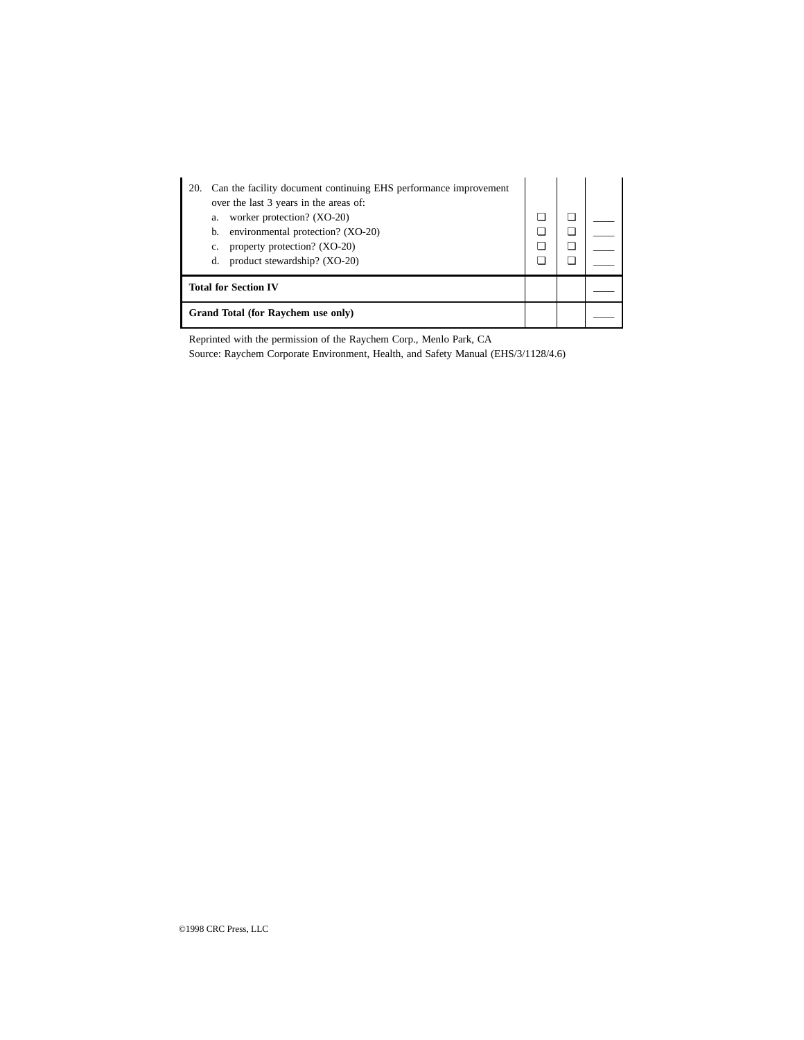| | | | |
|---|---|---|---|
| 20. Can the facility document continuing EHS performance improvement over the last 3 years in the areas of: | | | |
| a. worker protection? (XO-20) | ❑ | ❑ | ____ |
| b. environmental protection? (XO-20) | ❑ | ❑ | ____ |
| c. property protection? (XO-20) | ❑ | ❑ | ____ |
| d. product stewardship? (XO-20) | ❑ | ❑ | ____ |
| **Total for Section IV** | | | ____ |
| **Grand Total (for Raychem use only)** | | | ____ |

Reprinted with the permission of the Raychem Corp., Menlo Park, CA

Source: Raychem Corporate Environment, Health, and Safety Manual (EHS/3/1128/4.6)

©1998 CRC Press, LLC